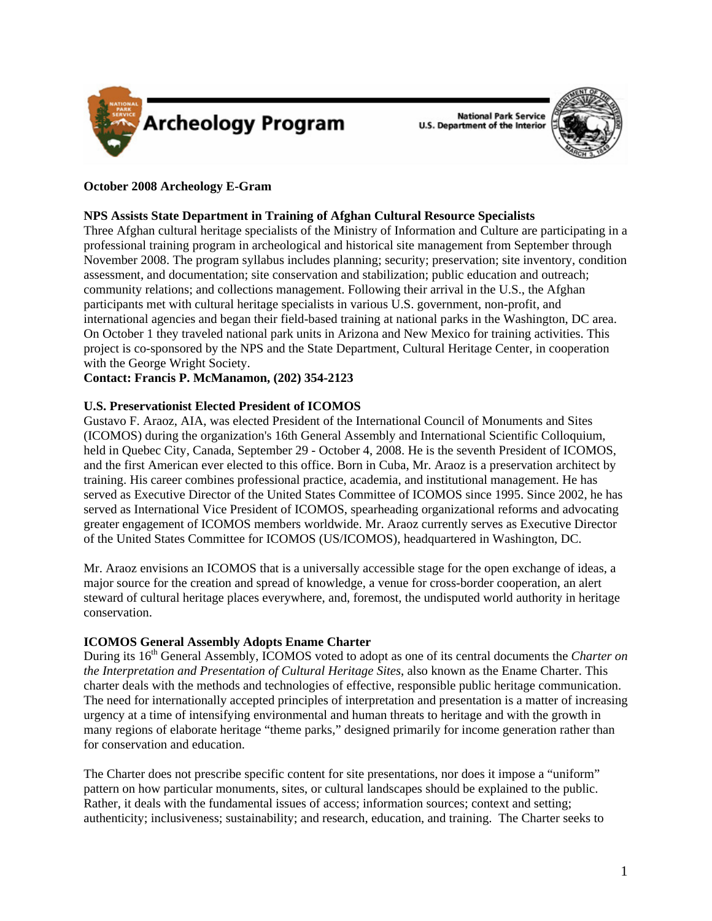# Archeology Program

National Park Service
U.S. Department of the Interior

**October 2008 Archeology E-Gram**

**NPS Assists State Department in Training of Afghan Cultural Resource Specialists**

Three Afghan cultural heritage specialists of the Ministry of Information and Culture are participating in a professional training program in archeological and historical site management from September through November 2008. The program syllabus includes planning; security; preservation; site inventory, condition assessment, and documentation; site conservation and stabilization; public education and outreach; community relations; and collections management. Following their arrival in the U.S., the Afghan participants met with cultural heritage specialists in various U.S. government, non-profit, and international agencies and began their field-based training at national parks in the Washington, DC area. On October 1 they traveled national park units in Arizona and New Mexico for training activities. This project is co-sponsored by the NPS and the State Department, Cultural Heritage Center, in cooperation with the George Wright Society.

**Contact: Francis P. McManamon, (202) 354-2123**

**U.S. Preservationist Elected President of ICOMOS**

Gustavo F. Araoz, AIA, was elected President of the International Council of Monuments and Sites (ICOMOS) during the organization's 16th General Assembly and International Scientific Colloquium, held in Quebec City, Canada, September 29 - October 4, 2008. He is the seventh President of ICOMOS, and the first American ever elected to this office. Born in Cuba, Mr. Araoz is a preservation architect by training. His career combines professional practice, academia, and institutional management. He has served as Executive Director of the United States Committee of ICOMOS since 1995. Since 2002, he has served as International Vice President of ICOMOS, spearheading organizational reforms and advocating greater engagement of ICOMOS members worldwide. Mr. Araoz currently serves as Executive Director of the United States Committee for ICOMOS (US/ICOMOS), headquartered in Washington, DC.

Mr. Araoz envisions an ICOMOS that is a universally accessible stage for the open exchange of ideas, a major source for the creation and spread of knowledge, a venue for cross-border cooperation, an alert steward of cultural heritage places everywhere, and, foremost, the undisputed world authority in heritage conservation.

**ICOMOS General Assembly Adopts Ename Charter**

During its 16th General Assembly, ICOMOS voted to adopt as one of its central documents the *Charter on the Interpretation and Presentation of Cultural Heritage Sites*, also known as the Ename Charter. This charter deals with the methods and technologies of effective, responsible public heritage communication. The need for internationally accepted principles of interpretation and presentation is a matter of increasing urgency at a time of intensifying environmental and human threats to heritage and with the growth in many regions of elaborate heritage "theme parks," designed primarily for income generation rather than for conservation and education.

The Charter does not prescribe specific content for site presentations, nor does it impose a "uniform" pattern on how particular monuments, sites, or cultural landscapes should be explained to the public. Rather, it deals with the fundamental issues of access; information sources; context and setting; authenticity; inclusiveness; sustainability; and research, education, and training. The Charter seeks to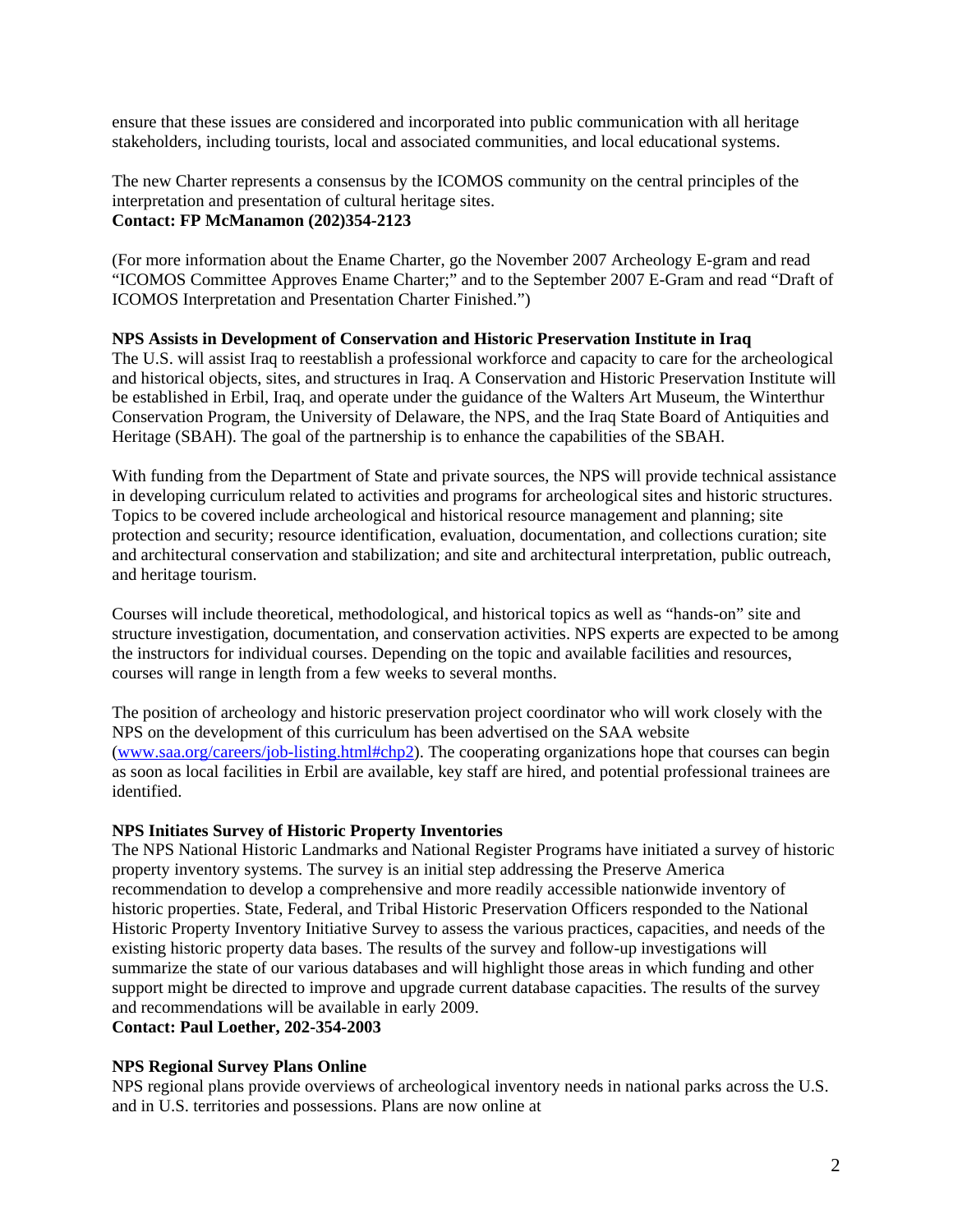ensure that these issues are considered and incorporated into public communication with all heritage stakeholders, including tourists, local and associated communities, and local educational systems.

The new Charter represents a consensus by the ICOMOS community on the central principles of the interpretation and presentation of cultural heritage sites.
**Contact: FP McManamon (202)354-2123**

(For more information about the Ename Charter, go the November 2007 Archeology E-gram and read "ICOMOS Committee Approves Ename Charter;" and to the September 2007 E-Gram and read "Draft of ICOMOS Interpretation and Presentation Charter Finished.")

**NPS Assists in Development of Conservation and Historic Preservation Institute in Iraq**
The U.S. will assist Iraq to reestablish a professional workforce and capacity to care for the archeological and historical objects, sites, and structures in Iraq. A Conservation and Historic Preservation Institute will be established in Erbil, Iraq, and operate under the guidance of the Walters Art Museum, the Winterthur Conservation Program, the University of Delaware, the NPS, and the Iraq State Board of Antiquities and Heritage (SBAH). The goal of the partnership is to enhance the capabilities of the SBAH.

With funding from the Department of State and private sources, the NPS will provide technical assistance in developing curriculum related to activities and programs for archeological sites and historic structures. Topics to be covered include archeological and historical resource management and planning; site protection and security; resource identification, evaluation, documentation, and collections curation; site and architectural conservation and stabilization; and site and architectural interpretation, public outreach, and heritage tourism.

Courses will include theoretical, methodological, and historical topics as well as "hands-on" site and structure investigation, documentation, and conservation activities. NPS experts are expected to be among the instructors for individual courses. Depending on the topic and available facilities and resources, courses will range in length from a few weeks to several months.

The position of archeology and historic preservation project coordinator who will work closely with the NPS on the development of this curriculum has been advertised on the SAA website (www.saa.org/careers/job-listing.html#chp2). The cooperating organizations hope that courses can begin as soon as local facilities in Erbil are available, key staff are hired, and potential professional trainees are identified.

**NPS Initiates Survey of Historic Property Inventories**
The NPS National Historic Landmarks and National Register Programs have initiated a survey of historic property inventory systems. The survey is an initial step addressing the Preserve America recommendation to develop a comprehensive and more readily accessible nationwide inventory of historic properties. State, Federal, and Tribal Historic Preservation Officers responded to the National Historic Property Inventory Initiative Survey to assess the various practices, capacities, and needs of the existing historic property data bases. The results of the survey and follow-up investigations will summarize the state of our various databases and will highlight those areas in which funding and other support might be directed to improve and upgrade current database capacities. The results of the survey and recommendations will be available in early 2009.
**Contact: Paul Loether, 202-354-2003**

**NPS Regional Survey Plans Online**
NPS regional plans provide overviews of archeological inventory needs in national parks across the U.S. and in U.S. territories and possessions. Plans are now online at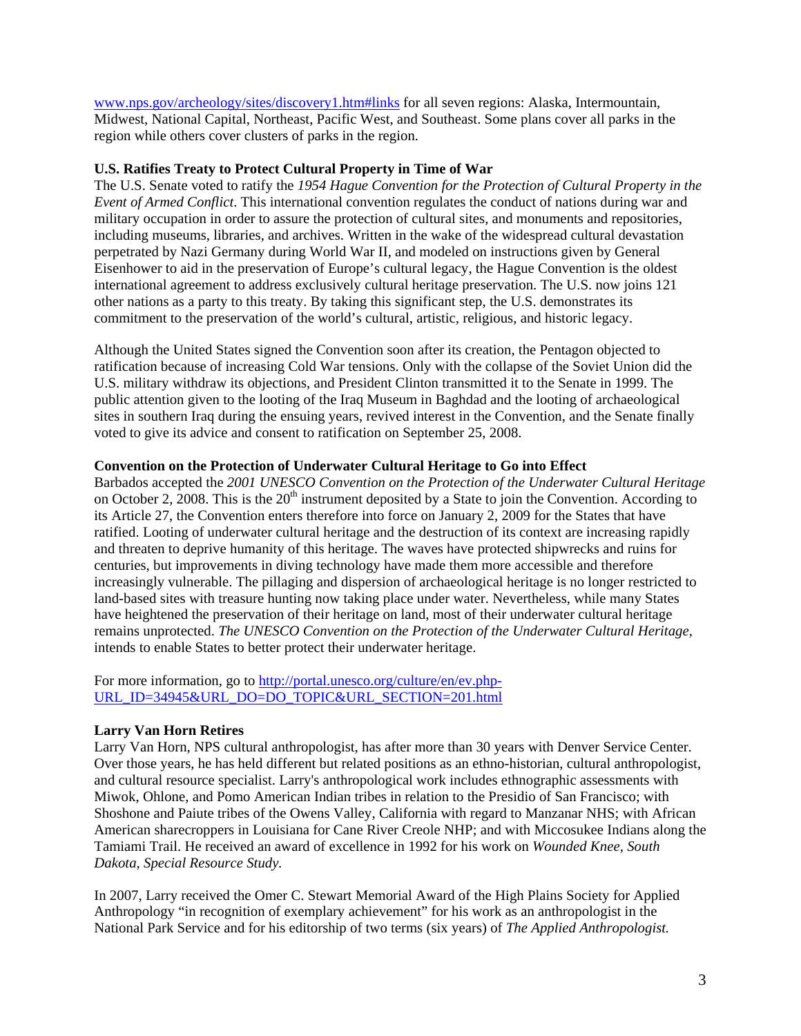www.nps.gov/archeology/sites/discovery1.htm#links for all seven regions: Alaska, Intermountain, Midwest, National Capital, Northeast, Pacific West, and Southeast. Some plans cover all parks in the region while others cover clusters of parks in the region.

**U.S. Ratifies Treaty to Protect Cultural Property in Time of War**

The U.S. Senate voted to ratify the *1954 Hague Convention for the Protection of Cultural Property in the Event of Armed Conflict*. This international convention regulates the conduct of nations during war and military occupation in order to assure the protection of cultural sites, and monuments and repositories, including museums, libraries, and archives. Written in the wake of the widespread cultural devastation perpetrated by Nazi Germany during World War II, and modeled on instructions given by General Eisenhower to aid in the preservation of Europe's cultural legacy, the Hague Convention is the oldest international agreement to address exclusively cultural heritage preservation. The U.S. now joins 121 other nations as a party to this treaty. By taking this significant step, the U.S. demonstrates its commitment to the preservation of the world's cultural, artistic, religious, and historic legacy.

Although the United States signed the Convention soon after its creation, the Pentagon objected to ratification because of increasing Cold War tensions. Only with the collapse of the Soviet Union did the U.S. military withdraw its objections, and President Clinton transmitted it to the Senate in 1999. The public attention given to the looting of the Iraq Museum in Baghdad and the looting of archaeological sites in southern Iraq during the ensuing years, revived interest in the Convention, and the Senate finally voted to give its advice and consent to ratification on September 25, 2008.

**Convention on the Protection of Underwater Cultural Heritage to Go into Effect**

Barbados accepted the *2001 UNESCO Convention on the Protection of the Underwater Cultural Heritage* on October 2, 2008. This is the 20th instrument deposited by a State to join the Convention. According to its Article 27, the Convention enters therefore into force on January 2, 2009 for the States that have ratified. Looting of underwater cultural heritage and the destruction of its context are increasing rapidly and threaten to deprive humanity of this heritage. The waves have protected shipwrecks and ruins for centuries, but improvements in diving technology have made them more accessible and therefore increasingly vulnerable. The pillaging and dispersion of archaeological heritage is no longer restricted to land-based sites with treasure hunting now taking place under water. Nevertheless, while many States have heightened the preservation of their heritage on land, most of their underwater cultural heritage remains unprotected. *The UNESCO Convention on the Protection of the Underwater Cultural Heritage*, intends to enable States to better protect their underwater heritage.

For more information, go to http://portal.unesco.org/culture/en/ev.php-URL_ID=34945&URL_DO=DO_TOPIC&URL_SECTION=201.html

**Larry Van Horn Retires**

Larry Van Horn, NPS cultural anthropologist, has after more than 30 years with Denver Service Center. Over those years, he has held different but related positions as an ethno-historian, cultural anthropologist, and cultural resource specialist. Larry's anthropological work includes ethnographic assessments with Miwok, Ohlone, and Pomo American Indian tribes in relation to the Presidio of San Francisco; with Shoshone and Paiute tribes of the Owens Valley, California with regard to Manzanar NHS; with African American sharecroppers in Louisiana for Cane River Creole NHP; and with Miccosukee Indians along the Tamiami Trail. He received an award of excellence in 1992 for his work on *Wounded Knee, South Dakota, Special Resource Study.*

In 2007, Larry received the Omer C. Stewart Memorial Award of the High Plains Society for Applied Anthropology "in recognition of exemplary achievement" for his work as an anthropologist in the National Park Service and for his editorship of two terms (six years) of *The Applied Anthropologist.*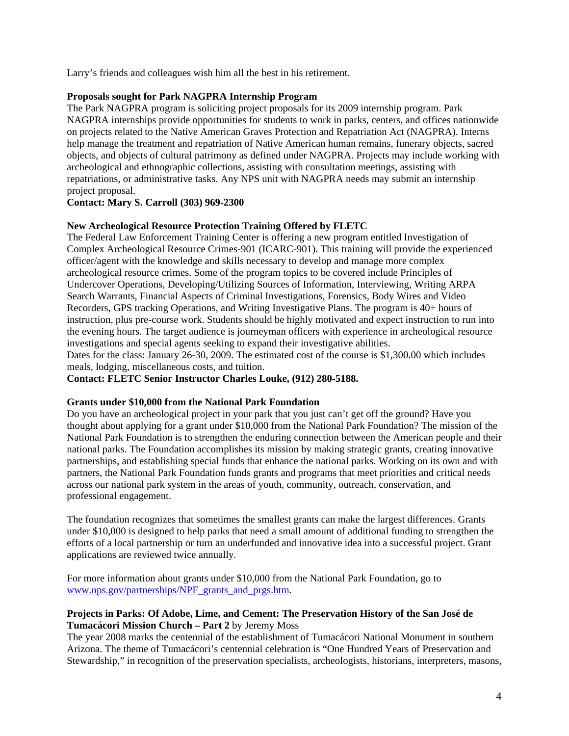Larry's friends and colleagues wish him all the best in his retirement.

**Proposals sought for Park NAGPRA Internship Program**

The Park NAGPRA program is soliciting project proposals for its 2009 internship program. Park NAGPRA internships provide opportunities for students to work in parks, centers, and offices nationwide on projects related to the Native American Graves Protection and Repatriation Act (NAGPRA). Interns help manage the treatment and repatriation of Native American human remains, funerary objects, sacred objects, and objects of cultural patrimony as defined under NAGPRA. Projects may include working with archeological and ethnographic collections, assisting with consultation meetings, assisting with repatriations, or administrative tasks. Any NPS unit with NAGPRA needs may submit an internship project proposal.

**Contact: Mary S. Carroll (303) 969-2300**

**New Archeological Resource Protection Training Offered by FLETC**

The Federal Law Enforcement Training Center is offering a new program entitled Investigation of Complex Archeological Resource Crimes-901 (ICARC-901). This training will provide the experienced officer/agent with the knowledge and skills necessary to develop and manage more complex archeological resource crimes. Some of the program topics to be covered include Principles of Undercover Operations, Developing/Utilizing Sources of Information, Interviewing, Writing ARPA Search Warrants, Financial Aspects of Criminal Investigations, Forensics, Body Wires and Video Recorders, GPS tracking Operations, and Writing Investigative Plans. The program is 40+ hours of instruction, plus pre-course work. Students should be highly motivated and expect instruction to run into the evening hours. The target audience is journeyman officers with experience in archeological resource investigations and special agents seeking to expand their investigative abilities.

Dates for the class: January 26-30, 2009. The estimated cost of the course is $1,300.00 which includes meals, lodging, miscellaneous costs, and tuition.

**Contact: FLETC Senior Instructor Charles Louke, (912) 280-5188.**

**Grants under $10,000 from the National Park Foundation**

Do you have an archeological project in your park that you just can't get off the ground? Have you thought about applying for a grant under $10,000 from the National Park Foundation? The mission of the National Park Foundation is to strengthen the enduring connection between the American people and their national parks. The Foundation accomplishes its mission by making strategic grants, creating innovative partnerships, and establishing special funds that enhance the national parks. Working on its own and with partners, the National Park Foundation funds grants and programs that meet priorities and critical needs across our national park system in the areas of youth, community, outreach, conservation, and professional engagement.

The foundation recognizes that sometimes the smallest grants can make the largest differences. Grants under $10,000 is designed to help parks that need a small amount of additional funding to strengthen the efforts of a local partnership or turn an underfunded and innovative idea into a successful project. Grant applications are reviewed twice annually.

For more information about grants under $10,000 from the National Park Foundation, go to [www.nps.gov/partnerships/NPF_grants_and_prgs.htm](www.nps.gov/partnerships/NPF_grants_and_prgs.htm).

**Projects in Parks: Of Adobe, Lime, and Cement: The Preservation History of the San José de Tumacácori Mission Church – Part 2** by Jeremy Moss

The year 2008 marks the centennial of the establishment of Tumacácori National Monument in southern Arizona. The theme of Tumacácori's centennial celebration is "One Hundred Years of Preservation and Stewardship," in recognition of the preservation specialists, archeologists, historians, interpreters, masons,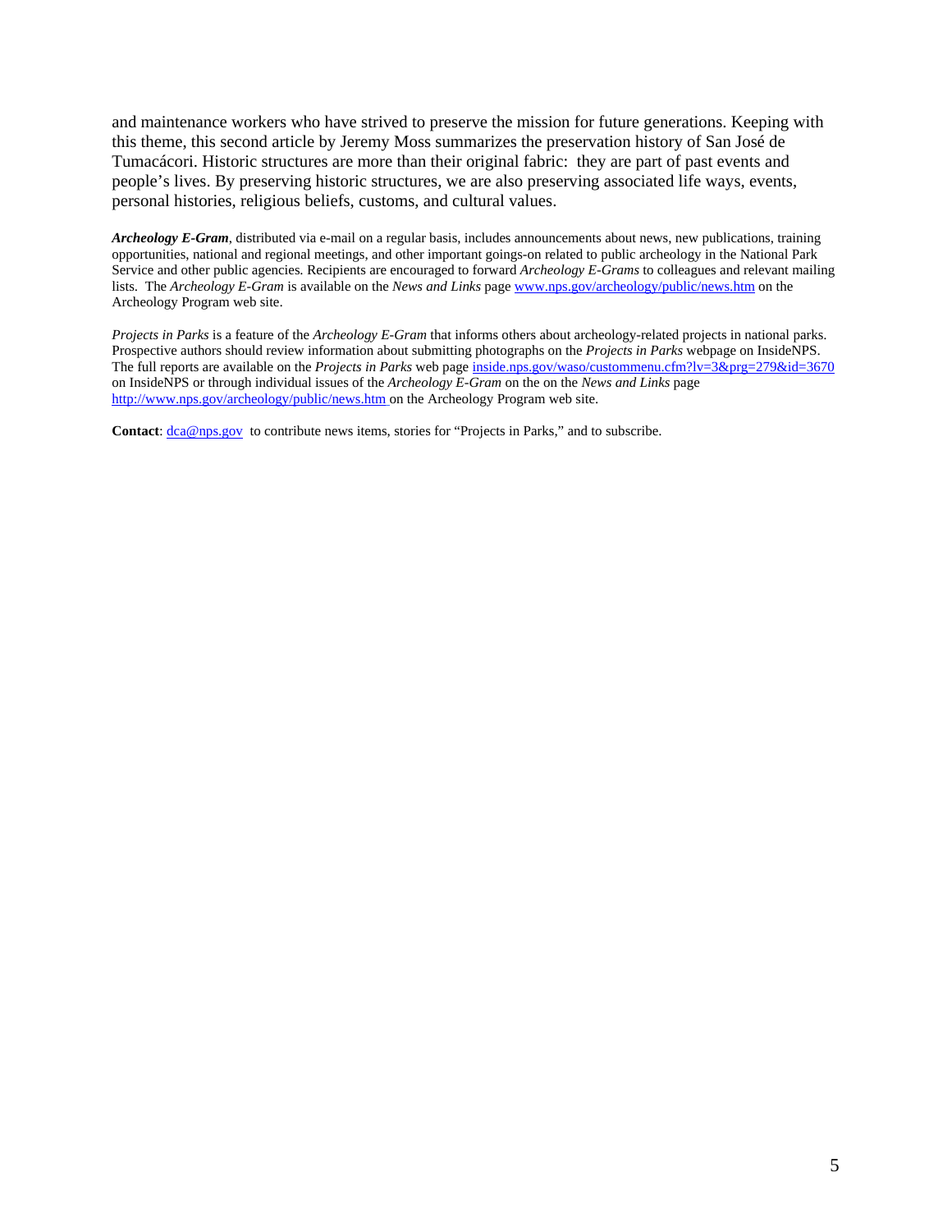and maintenance workers who have strived to preserve the mission for future generations. Keeping with this theme, this second article by Jeremy Moss summarizes the preservation history of San José de Tumacácori. Historic structures are more than their original fabric: they are part of past events and people's lives. By preserving historic structures, we are also preserving associated life ways, events, personal histories, religious beliefs, customs, and cultural values.

***Archeology E-Gram***, distributed via e-mail on a regular basis, includes announcements about news, new publications, training opportunities, national and regional meetings, and other important goings-on related to public archeology in the National Park Service and other public agencies. Recipients are encouraged to forward *Archeology E-Grams* to colleagues and relevant mailing lists. The *Archeology E-Gram* is available on the *News and Links* page www.nps.gov/archeology/public/news.htm on the Archeology Program web site.

*Projects in Parks* is a feature of the *Archeology E-Gram* that informs others about archeology-related projects in national parks. Prospective authors should review information about submitting photographs on the *Projects in Parks* webpage on InsideNPS. The full reports are available on the *Projects in Parks* web page inside.nps.gov/waso/custommenu.cfm?lv=3&prg=279&id=3670 on InsideNPS or through individual issues of the *Archeology E-Gram* on the on the *News and Links* page http://www.nps.gov/archeology/public/news.htm on the Archeology Program web site.

**Contact**: dca@nps.gov to contribute news items, stories for "Projects in Parks," and to subscribe.